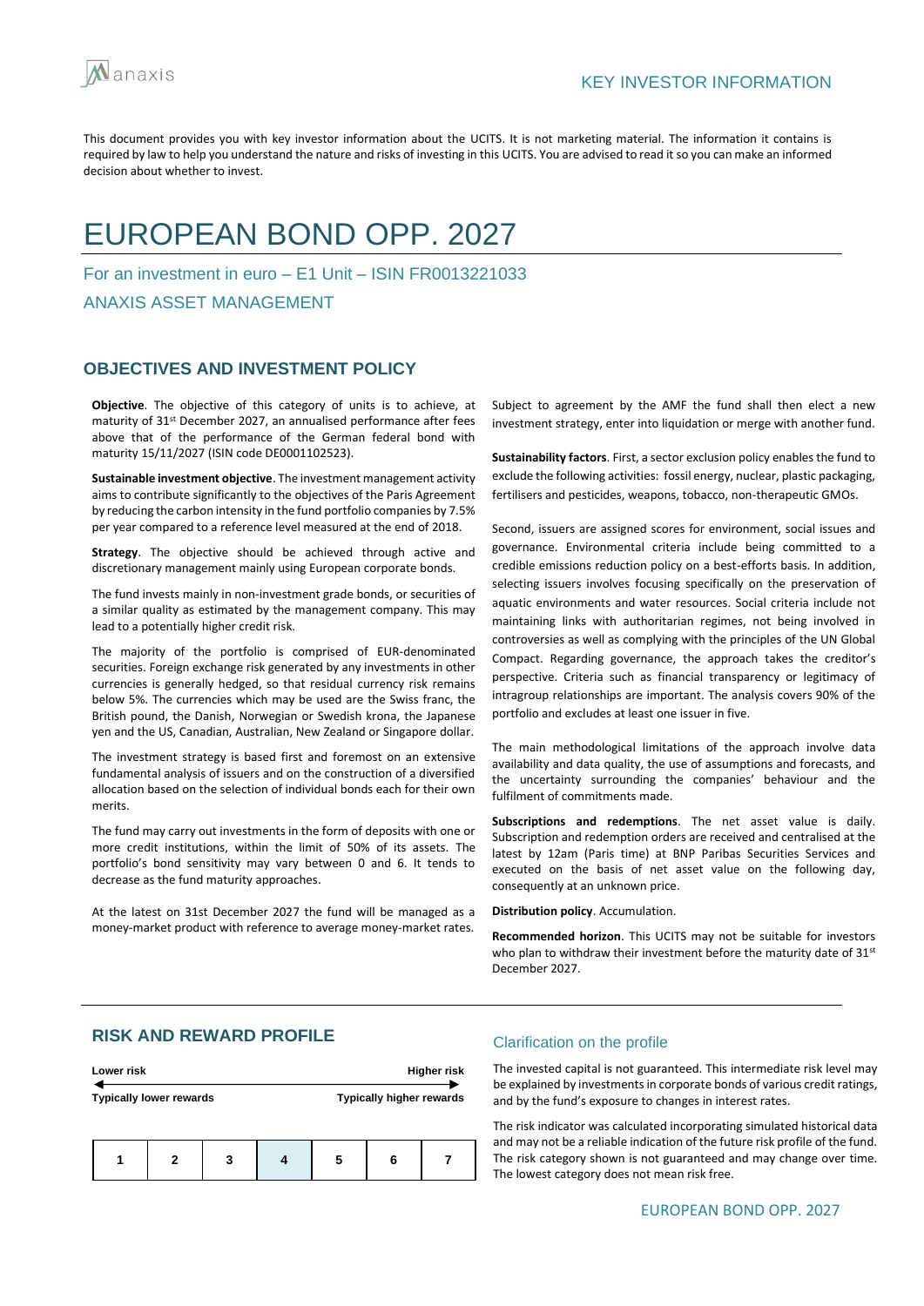KEY INVESTOR INFORMATION

This document provides you with key investor information about the UCITS. It is not marketing material. The information it contains is required by law to help you understand the nature and risks of investing in this UCITS. You are advised to read it so you can make an informed decision about whether to invest.

# EUROPEAN BOND OPP. 2027

For an investment in euro – E1 Unit – ISIN FR0013221033

ANAXIS ASSET MANAGEMENT

## OBJECTIVES AND INVESTMENT POLICY

**Objective**. The objective of this category of units is to achieve, at maturity of 31st December 2027, an annualised performance after fees above that of the performance of the German federal bond with maturity 15/11/2027 (ISIN code DE0001102523).

**Sustainable investment objective**. The investment management activity aims to contribute significantly to the objectives of the Paris Agreement by reducing the carbon intensity in the fund portfolio companies by 7.5% per year compared to a reference level measured at the end of 2018.

**Strategy**. The objective should be achieved through active and discretionary management mainly using European corporate bonds.

The fund invests mainly in non-investment grade bonds, or securities of a similar quality as estimated by the management company. This may lead to a potentially higher credit risk.

The majority of the portfolio is comprised of EUR-denominated securities. Foreign exchange risk generated by any investments in other currencies is generally hedged, so that residual currency risk remains below 5%. The currencies which may be used are the Swiss franc, the British pound, the Danish, Norwegian or Swedish krona, the Japanese yen and the US, Canadian, Australian, New Zealand or Singapore dollar.

The investment strategy is based first and foremost on an extensive fundamental analysis of issuers and on the construction of a diversified allocation based on the selection of individual bonds each for their own merits.

The fund may carry out investments in the form of deposits with one or more credit institutions, within the limit of 50% of its assets. The portfolio's bond sensitivity may vary between 0 and 6. It tends to decrease as the fund maturity approaches.

At the latest on 31st December 2027 the fund will be managed as a money-market product with reference to average money-market rates.

Subject to agreement by the AMF the fund shall then elect a new investment strategy, enter into liquidation or merge with another fund.

**Sustainability factors**. First, a sector exclusion policy enables the fund to exclude the following activities: fossil energy, nuclear, plastic packaging, fertilisers and pesticides, weapons, tobacco, non-therapeutic GMOs.

Second, issuers are assigned scores for environment, social issues and governance. Environmental criteria include being committed to a credible emissions reduction policy on a best-efforts basis. In addition, selecting issuers involves focusing specifically on the preservation of aquatic environments and water resources. Social criteria include not maintaining links with authoritarian regimes, not being involved in controversies as well as complying with the principles of the UN Global Compact. Regarding governance, the approach takes the creditor's perspective. Criteria such as financial transparency or legitimacy of intragroup relationships are important. The analysis covers 90% of the portfolio and excludes at least one issuer in five.

The main methodological limitations of the approach involve data availability and data quality, the use of assumptions and forecasts, and the uncertainty surrounding the companies' behaviour and the fulfilment of commitments made.

**Subscriptions and redemptions**. The net asset value is daily. Subscription and redemption orders are received and centralised at the latest by 12am (Paris time) at BNP Paribas Securities Services and executed on the basis of net asset value on the following day, consequently at an unknown price.

**Distribution policy**. Accumulation.

**Recommended horizon**. This UCITS may not be suitable for investors who plan to withdraw their investment before the maturity date of 31st December 2027.

## RISK AND REWARD PROFILE

**Lower risk** ← → **Higher risk**

**Typically lower rewards** — **Typically higher rewards**

| 1 | 2 | 3 | **4** | 5 | 6 | 7 |
|---|---|---|---|---|---|---|

### Clarification on the profile

The invested capital is not guaranteed. This intermediate risk level may be explained by investments in corporate bonds of various credit ratings, and by the fund's exposure to changes in interest rates.

The risk indicator was calculated incorporating simulated historical data and may not be a reliable indication of the future risk profile of the fund. The risk category shown is not guaranteed and may change over time. The lowest category does not mean risk free.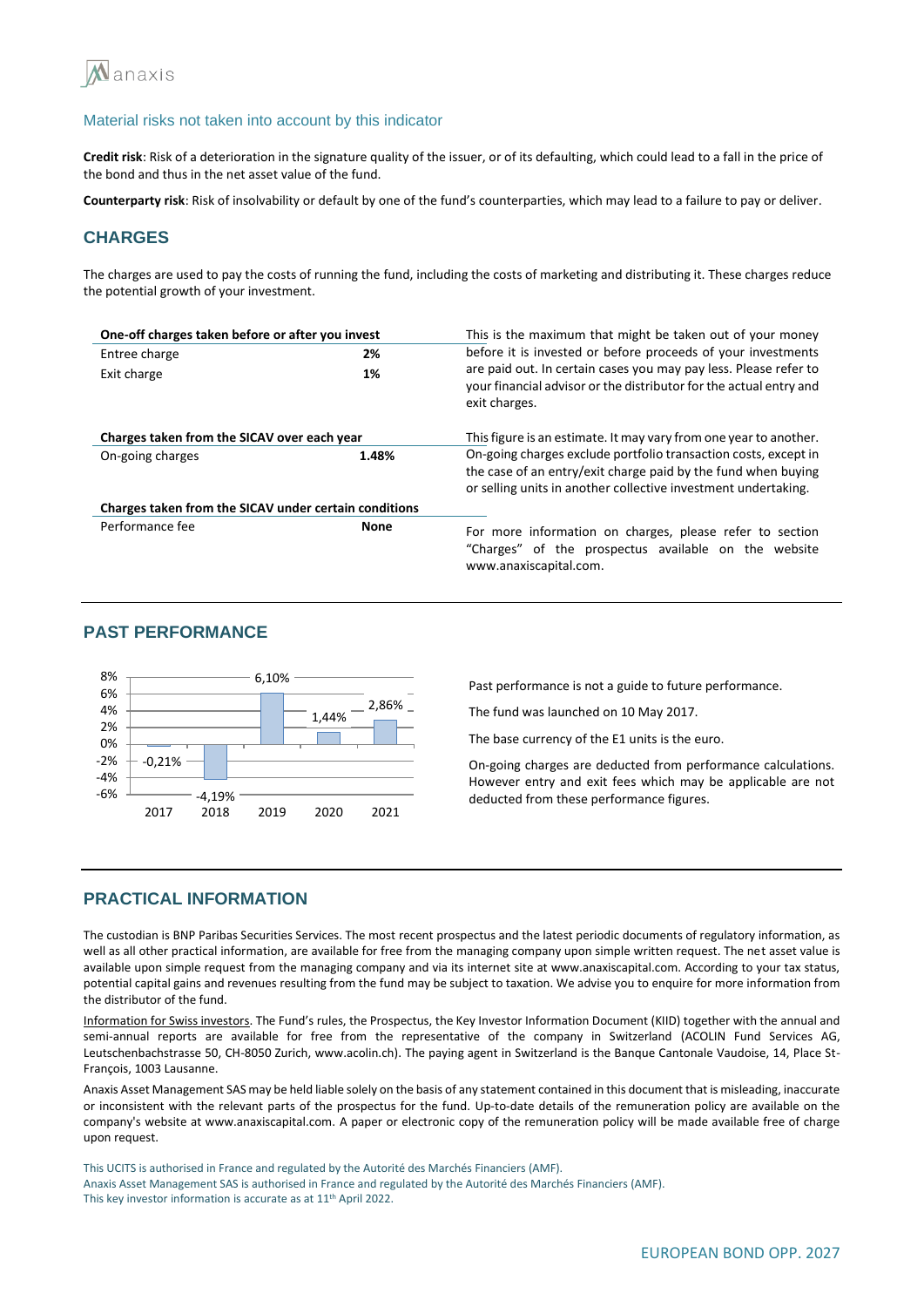### Material risks not taken into account by this indicator

**Credit risk**: Risk of a deterioration in the signature quality of the issuer, or of its defaulting, which could lead to a fall in the price of the bond and thus in the net asset value of the fund.

**Counterparty risk**: Risk of insolvability or default by one of the fund's counterparties, which may lead to a failure to pay or deliver.

## CHARGES

The charges are used to pay the costs of running the fund, including the costs of marketing and distributing it. These charges reduce the potential growth of your investment.

| **One-off charges taken before or after you invest** | | |
|---|---|---|
| Entree charge | **2%** | This is the maximum that might be taken out of your money before it is invested or before proceeds of your investments are paid out. In certain cases you may pay less. Please refer to your financial advisor or the distributor for the actual entry and exit charges. |
| Exit charge | **1%** | |
| **Charges taken from the SICAV over each year** | | |
| On-going charges | **1.48%** | This figure is an estimate. It may vary from one year to another. On-going charges exclude portfolio transaction costs, except in the case of an entry/exit charge paid by the fund when buying or selling units in another collective investment undertaking. |
| **Charges taken from the SICAV under certain conditions** | | |
| Performance fee | **None** | For more information on charges, please refer to section "Charges" of the prospectus available on the website www.anaxiscapital.com. |

## PAST PERFORMANCE

| Year | 2017 | 2018 | 2019 | 2020 | 2021 |
|---|---|---|---|---|---|
| Performance | -0,21% | -4,19% | 6,10% | 1,44% | 2,86% |

Past performance is not a guide to future performance.

The fund was launched on 10 May 2017.

The base currency of the E1 units is the euro.

On-going charges are deducted from performance calculations. However entry and exit fees which may be applicable are not deducted from these performance figures.

## PRACTICAL INFORMATION

The custodian is BNP Paribas Securities Services. The most recent prospectus and the latest periodic documents of regulatory information, as well as all other practical information, are available for free from the managing company upon simple written request. The net asset value is available upon simple request from the managing company and via its internet site at www.anaxiscapital.com. According to your tax status, potential capital gains and revenues resulting from the fund may be subject to taxation. We advise you to enquire for more information from the distributor of the fund.

Information for Swiss investors. The Fund's rules, the Prospectus, the Key Investor Information Document (KIID) together with the annual and semi-annual reports are available for free from the representative of the company in Switzerland (ACOLIN Fund Services AG, Leutschenbachstrasse 50, CH-8050 Zurich, www.acolin.ch). The paying agent in Switzerland is the Banque Cantonale Vaudoise, 14, Place St-François, 1003 Lausanne.

Anaxis Asset Management SAS may be held liable solely on the basis of any statement contained in this document that is misleading, inaccurate or inconsistent with the relevant parts of the prospectus for the fund. Up-to-date details of the remuneration policy are available on the company's website at www.anaxiscapital.com. A paper or electronic copy of the remuneration policy will be made available free of charge upon request.

This UCITS is authorised in France and regulated by the Autorité des Marchés Financiers (AMF).
Anaxis Asset Management SAS is authorised in France and regulated by the Autorité des Marchés Financiers (AMF).
This key investor information is accurate as at 11th April 2022.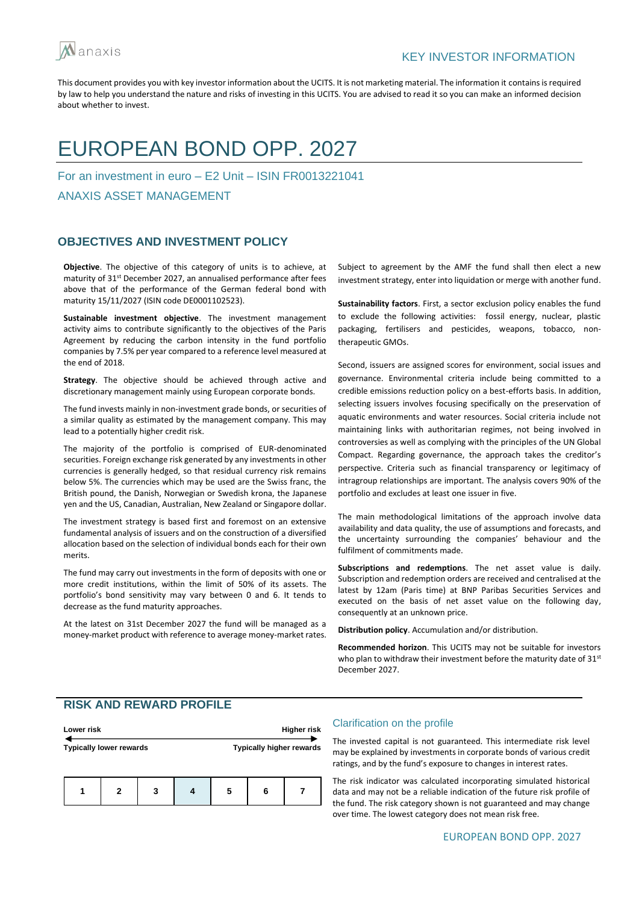anaxis

KEY INVESTOR INFORMATION

This document provides you with key investor information about the UCITS. It is not marketing material. The information it contains is required by law to help you understand the nature and risks of investing in this UCITS. You are advised to read it so you can make an informed decision about whether to invest.

# EUROPEAN BOND OPP. 2027

For an investment in euro – E2 Unit – ISIN FR0013221041

ANAXIS ASSET MANAGEMENT

## OBJECTIVES AND INVESTMENT POLICY

**Objective**. The objective of this category of units is to achieve, at maturity of 31st December 2027, an annualised performance after fees above that of the performance of the German federal bond with maturity 15/11/2027 (ISIN code DE0001102523).

**Sustainable investment objective**. The investment management activity aims to contribute significantly to the objectives of the Paris Agreement by reducing the carbon intensity in the fund portfolio companies by 7.5% per year compared to a reference level measured at the end of 2018.

**Strategy**. The objective should be achieved through active and discretionary management mainly using European corporate bonds.

The fund invests mainly in non-investment grade bonds, or securities of a similar quality as estimated by the management company. This may lead to a potentially higher credit risk.

The majority of the portfolio is comprised of EUR-denominated securities. Foreign exchange risk generated by any investments in other currencies is generally hedged, so that residual currency risk remains below 5%. The currencies which may be used are the Swiss franc, the British pound, the Danish, Norwegian or Swedish krona, the Japanese yen and the US, Canadian, Australian, New Zealand or Singapore dollar.

The investment strategy is based first and foremost on an extensive fundamental analysis of issuers and on the construction of a diversified allocation based on the selection of individual bonds each for their own merits.

The fund may carry out investments in the form of deposits with one or more credit institutions, within the limit of 50% of its assets. The portfolio's bond sensitivity may vary between 0 and 6. It tends to decrease as the fund maturity approaches.

At the latest on 31st December 2027 the fund will be managed as a money-market product with reference to average money-market rates. Subject to agreement by the AMF the fund shall then elect a new investment strategy, enter into liquidation or merge with another fund.

**Sustainability factors**. First, a sector exclusion policy enables the fund to exclude the following activities: fossil energy, nuclear, plastic packaging, fertilisers and pesticides, weapons, tobacco, non-therapeutic GMOs.

Second, issuers are assigned scores for environment, social issues and governance. Environmental criteria include being committed to a credible emissions reduction policy on a best-efforts basis. In addition, selecting issuers involves focusing specifically on the preservation of aquatic environments and water resources. Social criteria include not maintaining links with authoritarian regimes, not being involved in controversies as well as complying with the principles of the UN Global Compact. Regarding governance, the approach takes the creditor's perspective. Criteria such as financial transparency or legitimacy of intragroup relationships are important. The analysis covers 90% of the portfolio and excludes at least one issuer in five.

The main methodological limitations of the approach involve data availability and data quality, the use of assumptions and forecasts, and the uncertainty surrounding the companies' behaviour and the fulfilment of commitments made.

**Subscriptions and redemptions**. The net asset value is daily. Subscription and redemption orders are received and centralised at the latest by 12am (Paris time) at BNP Paribas Securities Services and executed on the basis of net asset value on the following day, consequently at an unknown price.

**Distribution policy**. Accumulation and/or distribution.

**Recommended horizon**. This UCITS may not be suitable for investors who plan to withdraw their investment before the maturity date of 31st December 2027.

## RISK AND REWARD PROFILE

**Lower risk** — **Higher risk**

**Typically lower rewards** — **Typically higher rewards**

| 1 | 2 | 3 | **4** | 5 | 6 | 7 |
|---|---|---|---|---|---|---|

### Clarification on the profile

The invested capital is not guaranteed. This intermediate risk level may be explained by investments in corporate bonds of various credit ratings, and by the fund's exposure to changes in interest rates.

The risk indicator was calculated incorporating simulated historical data and may not be a reliable indication of the future risk profile of the fund. The risk category shown is not guaranteed and may change over time. The lowest category does not mean risk free.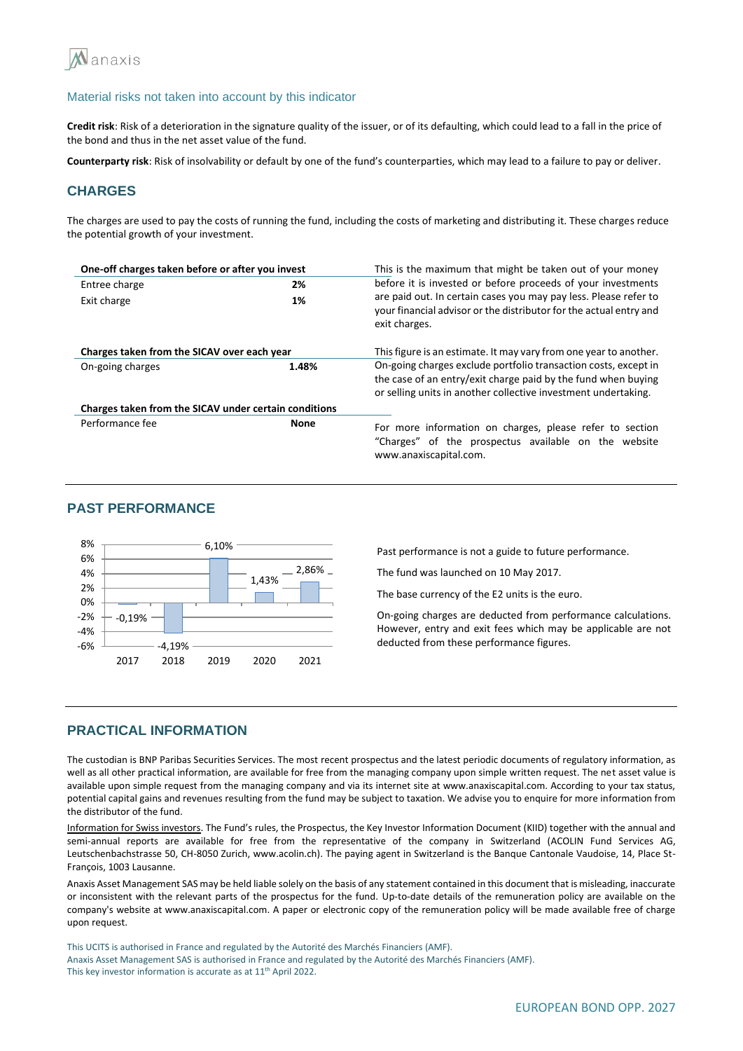### Material risks not taken into account by this indicator

**Credit risk**: Risk of a deterioration in the signature quality of the issuer, or of its defaulting, which could lead to a fall in the price of the bond and thus in the net asset value of the fund.

**Counterparty risk**: Risk of insolvability or default by one of the fund's counterparties, which may lead to a failure to pay or deliver.

## CHARGES

The charges are used to pay the costs of running the fund, including the costs of marketing and distributing it. These charges reduce the potential growth of your investment.

| **One-off charges taken before or after you invest** | | |
|---|---|---|
| Entree charge | **2%** | This is the maximum that might be taken out of your money before it is invested or before proceeds of your investments are paid out. In certain cases you may pay less. Please refer to your financial advisor or the distributor for the actual entry and exit charges. |
| Exit charge | **1%** | |
| **Charges taken from the SICAV over each year** | | This figure is an estimate. It may vary from one year to another. |
| On-going charges | **1.48%** | On-going charges exclude portfolio transaction costs, except in the case of an entry/exit charge paid by the fund when buying or selling units in another collective investment undertaking. |
| **Charges taken from the SICAV under certain conditions** | | |
| Performance fee | **None** | For more information on charges, please refer to section "Charges" of the prospectus available on the website www.anaxiscapital.com. |

## PAST PERFORMANCE

| Year | 2017 | 2018 | 2019 | 2020 | 2021 |
|---|---|---|---|---|---|
| Performance | -0,19% | -4,19% | 6,10% | 1,43% | 2,86% |

Past performance is not a guide to future performance.

The fund was launched on 10 May 2017.

The base currency of the E2 units is the euro.

On-going charges are deducted from performance calculations. However, entry and exit fees which may be applicable are not deducted from these performance figures.

## PRACTICAL INFORMATION

The custodian is BNP Paribas Securities Services. The most recent prospectus and the latest periodic documents of regulatory information, as well as all other practical information, are available for free from the managing company upon simple written request. The net asset value is available upon simple request from the managing company and via its internet site at www.anaxiscapital.com. According to your tax status, potential capital gains and revenues resulting from the fund may be subject to taxation. We advise you to enquire for more information from the distributor of the fund.

Information for Swiss investors. The Fund's rules, the Prospectus, the Key Investor Information Document (KIID) together with the annual and semi-annual reports are available for free from the representative of the company in Switzerland (ACOLIN Fund Services AG, Leutschenbachstrasse 50, CH-8050 Zurich, www.acolin.ch). The paying agent in Switzerland is the Banque Cantonale Vaudoise, 14, Place St-François, 1003 Lausanne.

Anaxis Asset Management SAS may be held liable solely on the basis of any statement contained in this document that is misleading, inaccurate or inconsistent with the relevant parts of the prospectus for the fund. Up-to-date details of the remuneration policy are available on the company's website at www.anaxiscapital.com. A paper or electronic copy of the remuneration policy will be made available free of charge upon request.

This UCITS is authorised in France and regulated by the Autorité des Marchés Financiers (AMF).
Anaxis Asset Management SAS is authorised in France and regulated by the Autorité des Marchés Financiers (AMF).
This key investor information is accurate as at 11th April 2022.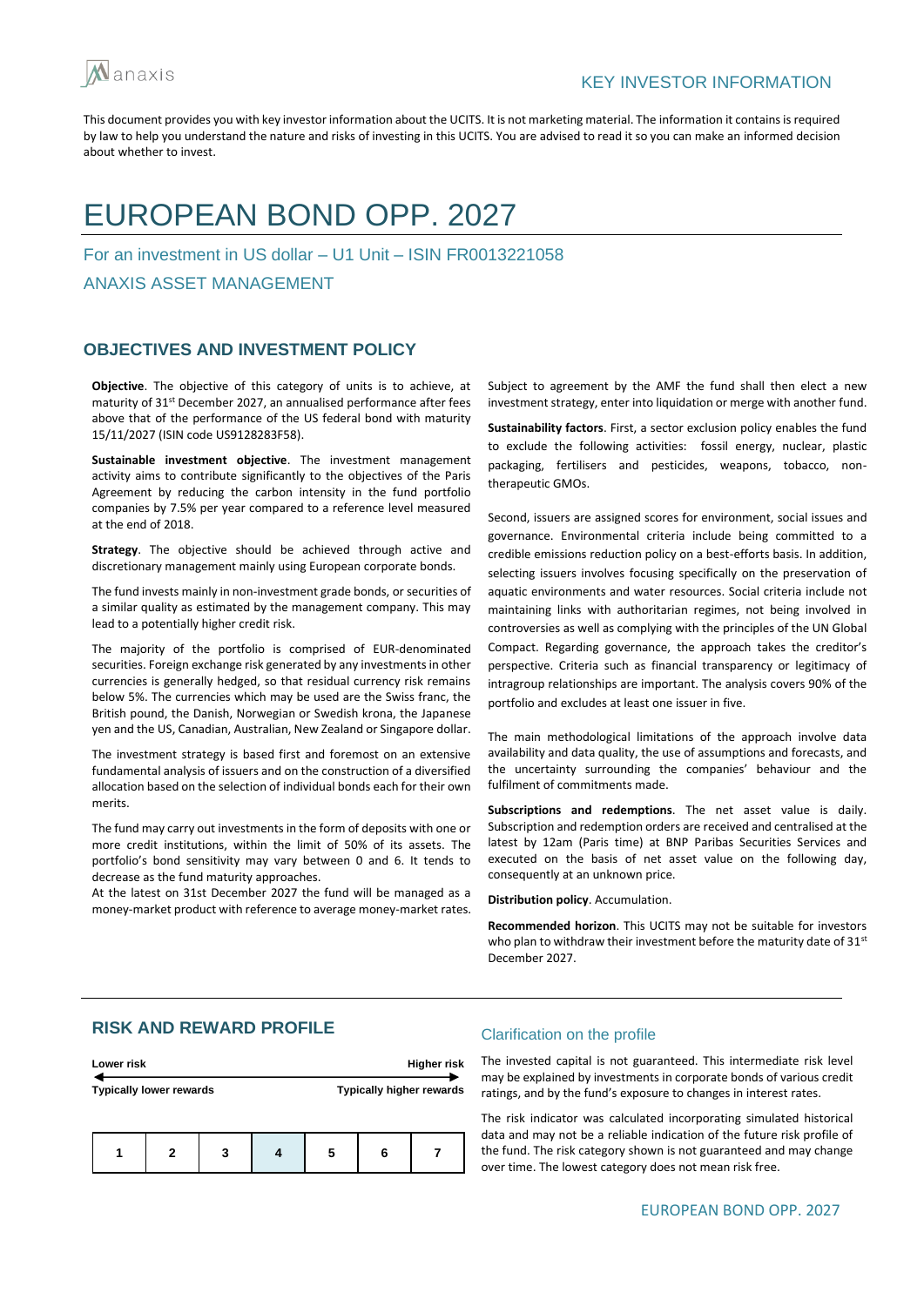KEY INVESTOR INFORMATION

This document provides you with key investor information about the UCITS. It is not marketing material. The information it contains is required by law to help you understand the nature and risks of investing in this UCITS. You are advised to read it so you can make an informed decision about whether to invest.

# EUROPEAN BOND OPP. 2027

For an investment in US dollar – U1 Unit – ISIN FR0013221058

ANAXIS ASSET MANAGEMENT

## OBJECTIVES AND INVESTMENT POLICY

**Objective**. The objective of this category of units is to achieve, at maturity of 31st December 2027, an annualised performance after fees above that of the performance of the US federal bond with maturity 15/11/2027 (ISIN code US9128283F58).

**Sustainable investment objective**. The investment management activity aims to contribute significantly to the objectives of the Paris Agreement by reducing the carbon intensity in the fund portfolio companies by 7.5% per year compared to a reference level measured at the end of 2018.

**Strategy**. The objective should be achieved through active and discretionary management mainly using European corporate bonds.

The fund invests mainly in non-investment grade bonds, or securities of a similar quality as estimated by the management company. This may lead to a potentially higher credit risk.

The majority of the portfolio is comprised of EUR-denominated securities. Foreign exchange risk generated by any investments in other currencies is generally hedged, so that residual currency risk remains below 5%. The currencies which may be used are the Swiss franc, the British pound, the Danish, Norwegian or Swedish krona, the Japanese yen and the US, Canadian, Australian, New Zealand or Singapore dollar.

The investment strategy is based first and foremost on an extensive fundamental analysis of issuers and on the construction of a diversified allocation based on the selection of individual bonds each for their own merits.

The fund may carry out investments in the form of deposits with one or more credit institutions, within the limit of 50% of its assets. The portfolio's bond sensitivity may vary between 0 and 6. It tends to decrease as the fund maturity approaches.

At the latest on 31st December 2027 the fund will be managed as a money-market product with reference to average money-market rates. Subject to agreement by the AMF the fund shall then elect a new investment strategy, enter into liquidation or merge with another fund.

**Sustainability factors**. First, a sector exclusion policy enables the fund to exclude the following activities: fossil energy, nuclear, plastic packaging, fertilisers and pesticides, weapons, tobacco, non-therapeutic GMOs.

Second, issuers are assigned scores for environment, social issues and governance. Environmental criteria include being committed to a credible emissions reduction policy on a best-efforts basis. In addition, selecting issuers involves focusing specifically on the preservation of aquatic environments and water resources. Social criteria include not maintaining links with authoritarian regimes, not being involved in controversies as well as complying with the principles of the UN Global Compact. Regarding governance, the approach takes the creditor's perspective. Criteria such as financial transparency or legitimacy of intragroup relationships are important. The analysis covers 90% of the portfolio and excludes at least one issuer in five.

The main methodological limitations of the approach involve data availability and data quality, the use of assumptions and forecasts, and the uncertainty surrounding the companies' behaviour and the fulfilment of commitments made.

**Subscriptions and redemptions**. The net asset value is daily. Subscription and redemption orders are received and centralised at the latest by 12am (Paris time) at BNP Paribas Securities Services and executed on the basis of net asset value on the following day, consequently at an unknown price.

**Distribution policy**. Accumulation.

**Recommended horizon**. This UCITS may not be suitable for investors who plan to withdraw their investment before the maturity date of 31st December 2027.

## RISK AND REWARD PROFILE

**Lower risk** — **Higher risk**

**Typically lower rewards** — **Typically higher rewards**

| 1 | 2 | 3 | **4** | 5 | 6 | 7 |
|---|---|---|---|---|---|---|

### Clarification on the profile

The invested capital is not guaranteed. This intermediate risk level may be explained by investments in corporate bonds of various credit ratings, and by the fund's exposure to changes in interest rates.

The risk indicator was calculated incorporating simulated historical data and may not be a reliable indication of the future risk profile of the fund. The risk category shown is not guaranteed and may change over time. The lowest category does not mean risk free.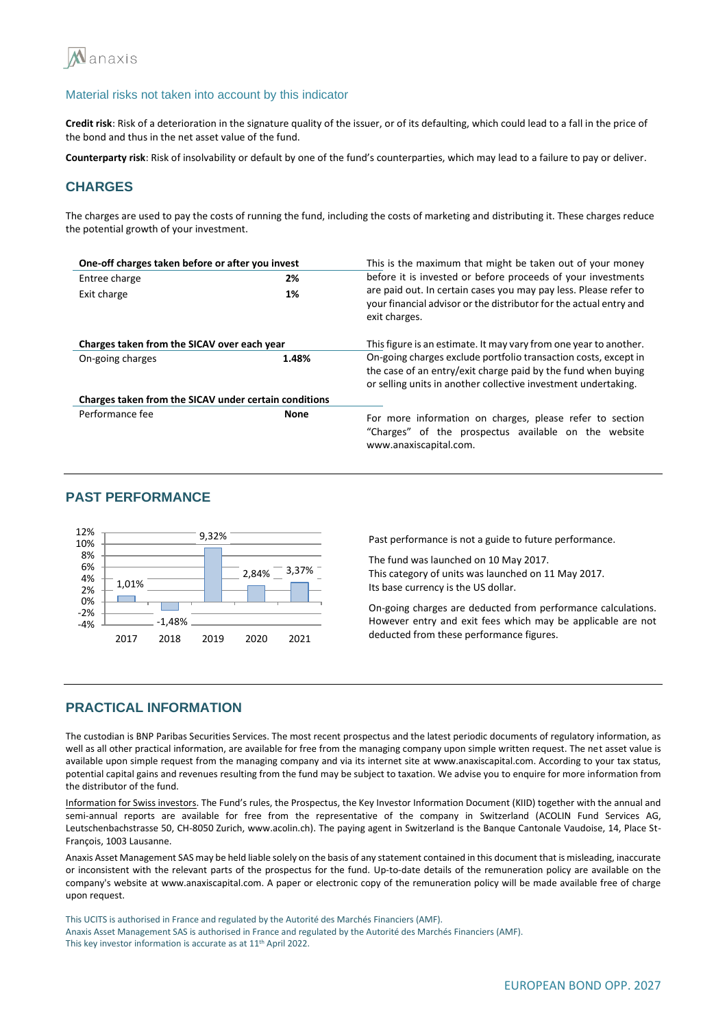### Material risks not taken into account by this indicator

**Credit risk**: Risk of a deterioration in the signature quality of the issuer, or of its defaulting, which could lead to a fall in the price of the bond and thus in the net asset value of the fund.

**Counterparty risk**: Risk of insolvability or default by one of the fund's counterparties, which may lead to a failure to pay or deliver.

## CHARGES

The charges are used to pay the costs of running the fund, including the costs of marketing and distributing it. These charges reduce the potential growth of your investment.

| One-off charges taken before or after you invest | | |
|---|---|---|
| Entree charge | **2%** | This is the maximum that might be taken out of your money before it is invested or before proceeds of your investments are paid out. In certain cases you may pay less. Please refer to your financial advisor or the distributor for the actual entry and exit charges. |
| Exit charge | **1%** | |
| **Charges taken from the SICAV over each year** | | This figure is an estimate. It may vary from one year to another. |
| On-going charges | **1.48%** | On-going charges exclude portfolio transaction costs, except in the case of an entry/exit charge paid by the fund when buying or selling units in another collective investment undertaking. |
| **Charges taken from the SICAV under certain conditions** | | |
| Performance fee | **None** | For more information on charges, please refer to section "Charges" of the prospectus available on the website www.anaxiscapital.com. |

## PAST PERFORMANCE

| Year | 2017 | 2018 | 2019 | 2020 | 2021 |
|---|---|---|---|---|---|
| Performance | 1,01% | -1,48% | 9,32% | 2,84% | 3,37% |

Past performance is not a guide to future performance.

The fund was launched on 10 May 2017.
This category of units was launched on 11 May 2017.
Its base currency is the US dollar.

On-going charges are deducted from performance calculations. However entry and exit fees which may be applicable are not deducted from these performance figures.

## PRACTICAL INFORMATION

The custodian is BNP Paribas Securities Services. The most recent prospectus and the latest periodic documents of regulatory information, as well as all other practical information, are available for free from the managing company upon simple written request. The net asset value is available upon simple request from the managing company and via its internet site at www.anaxiscapital.com. According to your tax status, potential capital gains and revenues resulting from the fund may be subject to taxation. We advise you to enquire for more information from the distributor of the fund.

Information for Swiss investors. The Fund's rules, the Prospectus, the Key Investor Information Document (KIID) together with the annual and semi-annual reports are available for free from the representative of the company in Switzerland (ACOLIN Fund Services AG, Leutschenbachstrasse 50, CH-8050 Zurich, www.acolin.ch). The paying agent in Switzerland is the Banque Cantonale Vaudoise, 14, Place St-François, 1003 Lausanne.

Anaxis Asset Management SAS may be held liable solely on the basis of any statement contained in this document that is misleading, inaccurate or inconsistent with the relevant parts of the prospectus for the fund. Up-to-date details of the remuneration policy are available on the company's website at www.anaxiscapital.com. A paper or electronic copy of the remuneration policy will be made available free of charge upon request.

This UCITS is authorised in France and regulated by the Autorité des Marchés Financiers (AMF).
Anaxis Asset Management SAS is authorised in France and regulated by the Autorité des Marchés Financiers (AMF).
This key investor information is accurate as at 11th April 2022.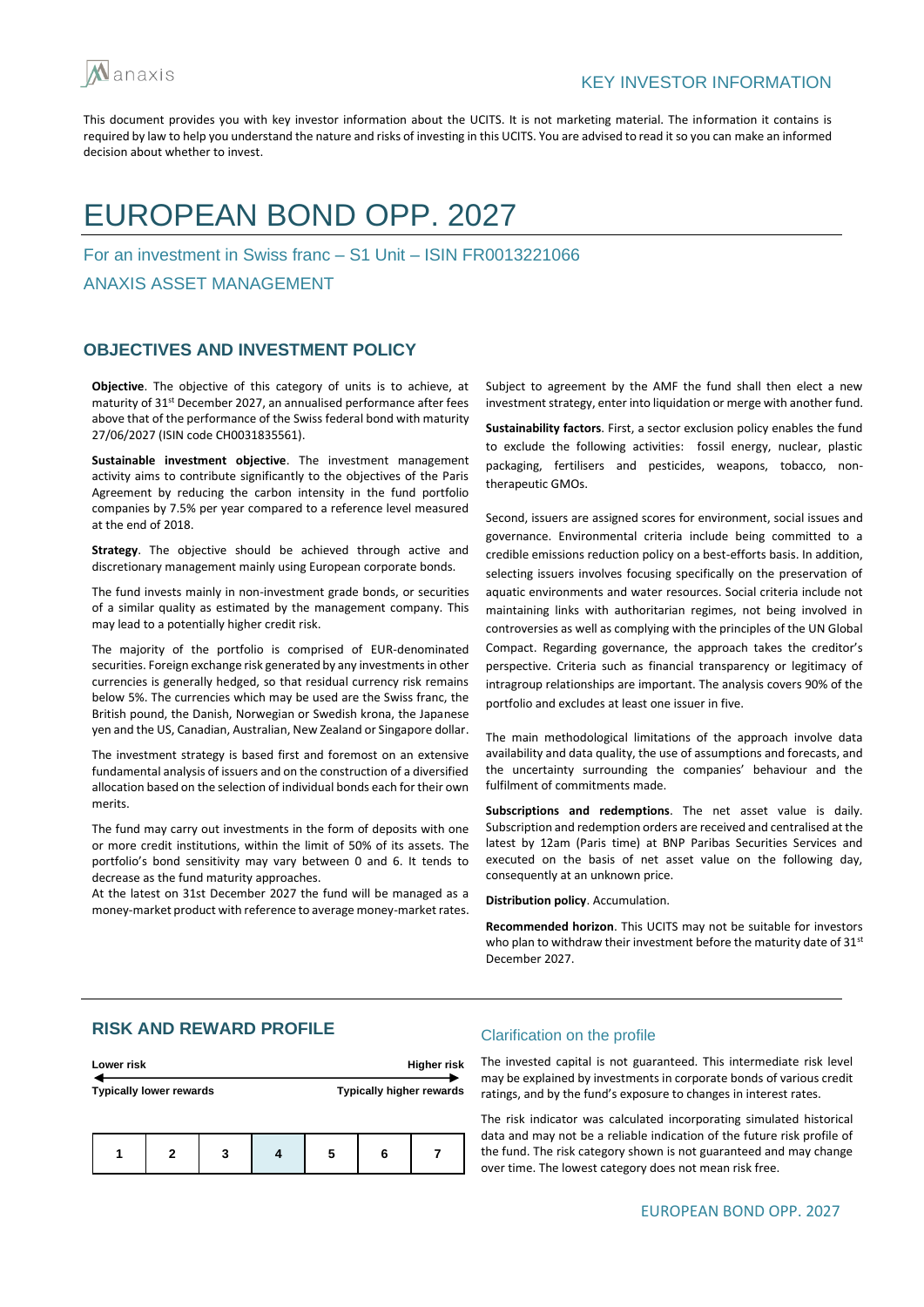anaxis

KEY INVESTOR INFORMATION

This document provides you with key investor information about the UCITS. It is not marketing material. The information it contains is required by law to help you understand the nature and risks of investing in this UCITS. You are advised to read it so you can make an informed decision about whether to invest.

# EUROPEAN BOND OPP. 2027

For an investment in Swiss franc – S1 Unit – ISIN FR0013221066

ANAXIS ASSET MANAGEMENT

## OBJECTIVES AND INVESTMENT POLICY

**Objective**. The objective of this category of units is to achieve, at maturity of 31st December 2027, an annualised performance after fees above that of the performance of the Swiss federal bond with maturity 27/06/2027 (ISIN code CH0031835561).

**Sustainable investment objective**. The investment management activity aims to contribute significantly to the objectives of the Paris Agreement by reducing the carbon intensity in the fund portfolio companies by 7.5% per year compared to a reference level measured at the end of 2018.

**Strategy**. The objective should be achieved through active and discretionary management mainly using European corporate bonds.

The fund invests mainly in non-investment grade bonds, or securities of a similar quality as estimated by the management company. This may lead to a potentially higher credit risk.

The majority of the portfolio is comprised of EUR-denominated securities. Foreign exchange risk generated by any investments in other currencies is generally hedged, so that residual currency risk remains below 5%. The currencies which may be used are the Swiss franc, the British pound, the Danish, Norwegian or Swedish krona, the Japanese yen and the US, Canadian, Australian, New Zealand or Singapore dollar.

The investment strategy is based first and foremost on an extensive fundamental analysis of issuers and on the construction of a diversified allocation based on the selection of individual bonds each for their own merits.

The fund may carry out investments in the form of deposits with one or more credit institutions, within the limit of 50% of its assets. The portfolio's bond sensitivity may vary between 0 and 6. It tends to decrease as the fund maturity approaches.

At the latest on 31st December 2027 the fund will be managed as a money-market product with reference to average money-market rates.

Subject to agreement by the AMF the fund shall then elect a new investment strategy, enter into liquidation or merge with another fund.

**Sustainability factors**. First, a sector exclusion policy enables the fund to exclude the following activities: fossil energy, nuclear, plastic packaging, fertilisers and pesticides, weapons, tobacco, non-therapeutic GMOs.

Second, issuers are assigned scores for environment, social issues and governance. Environmental criteria include being committed to a credible emissions reduction policy on a best-efforts basis. In addition, selecting issuers involves focusing specifically on the preservation of aquatic environments and water resources. Social criteria include not maintaining links with authoritarian regimes, not being involved in controversies as well as complying with the principles of the UN Global Compact. Regarding governance, the approach takes the creditor's perspective. Criteria such as financial transparency or legitimacy of intragroup relationships are important. The analysis covers 90% of the portfolio and excludes at least one issuer in five.

The main methodological limitations of the approach involve data availability and data quality, the use of assumptions and forecasts, and the uncertainty surrounding the companies' behaviour and the fulfilment of commitments made.

**Subscriptions and redemptions**. The net asset value is daily. Subscription and redemption orders are received and centralised at the latest by 12am (Paris time) at BNP Paribas Securities Services and executed on the basis of net asset value on the following day, consequently at an unknown price.

**Distribution policy**. Accumulation.

**Recommended horizon**. This UCITS may not be suitable for investors who plan to withdraw their investment before the maturity date of 31st December 2027.

## RISK AND REWARD PROFILE

**Lower risk** — **Higher risk**

**Typically lower rewards** — **Typically higher rewards**

| 1 | 2 | 3 | 4 | 5 | 6 | 7 |
|---|---|---|---|---|---|---|

(Highlighted category: 4)

### Clarification on the profile

The invested capital is not guaranteed. This intermediate risk level may be explained by investments in corporate bonds of various credit ratings, and by the fund's exposure to changes in interest rates.

The risk indicator was calculated incorporating simulated historical data and may not be a reliable indication of the future risk profile of the fund. The risk category shown is not guaranteed and may change over time. The lowest category does not mean risk free.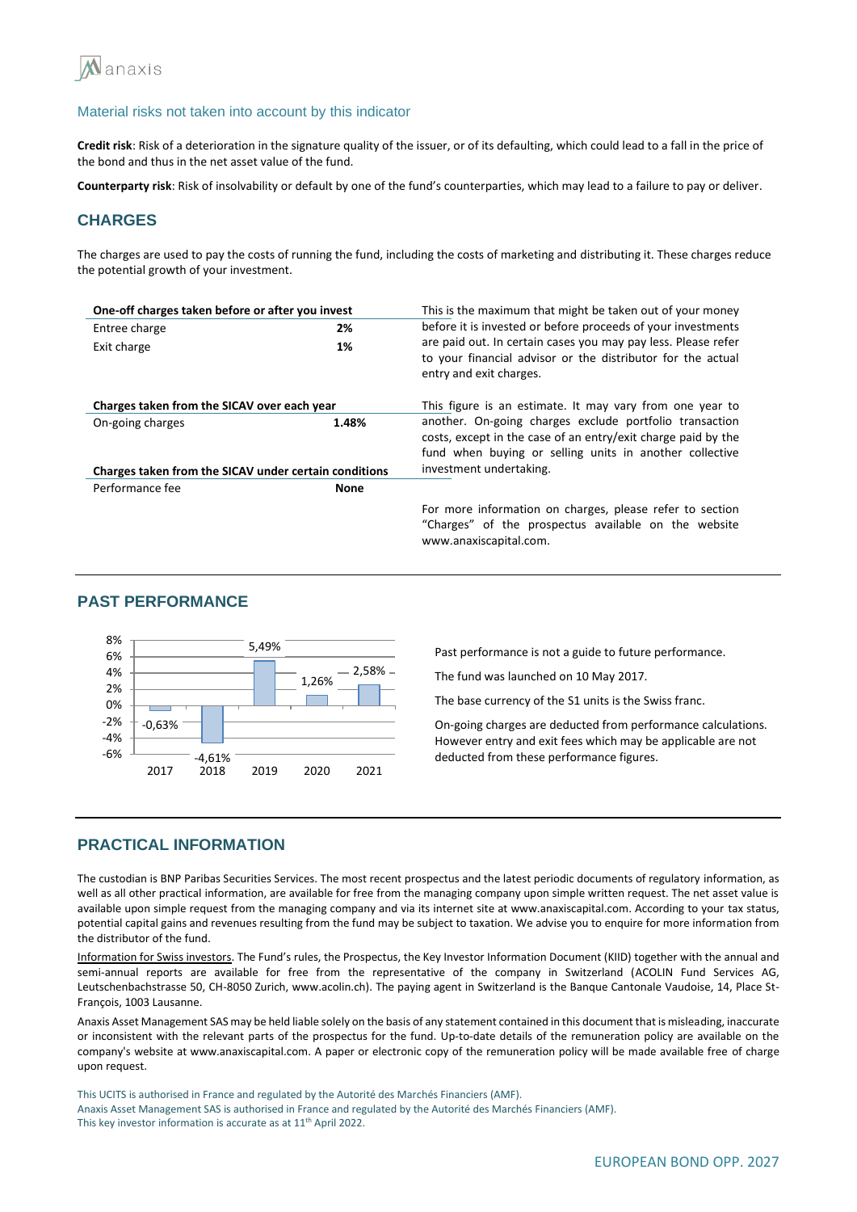### Material risks not taken into account by this indicator

**Credit risk**: Risk of a deterioration in the signature quality of the issuer, or of its defaulting, which could lead to a fall in the price of the bond and thus in the net asset value of the fund.

**Counterparty risk**: Risk of insolvability or default by one of the fund's counterparties, which may lead to a failure to pay or deliver.

## CHARGES

The charges are used to pay the costs of running the fund, including the costs of marketing and distributing it. These charges reduce the potential growth of your investment.

| **One-off charges taken before or after you invest** | |
|---|---|
| Entree charge | **2%** |
| Exit charge | **1%** |

This is the maximum that might be taken out of your money before it is invested or before proceeds of your investments are paid out. In certain cases you may pay less. Please refer to your financial advisor or the distributor for the actual entry and exit charges.

| **Charges taken from the SICAV over each year** | |
|---|---|
| On-going charges | **1.48%** |

This figure is an estimate. It may vary from one year to another. On-going charges exclude portfolio transaction costs, except in the case of an entry/exit charge paid by the fund when buying or selling units in another collective investment undertaking.

| **Charges taken from the SICAV under certain conditions** | |
|---|---|
| Performance fee | **None** |

For more information on charges, please refer to section "Charges" of the prospectus available on the website www.anaxiscapital.com.

## PAST PERFORMANCE

| Year | 2017 | 2018 | 2019 | 2020 | 2021 |
|---|---|---|---|---|---|
| Performance | -0,63% | -4,61% | 5,49% | 1,26% | 2,58% |

Past performance is not a guide to future performance.

The fund was launched on 10 May 2017.

The base currency of the S1 units is the Swiss franc.

On-going charges are deducted from performance calculations. However entry and exit fees which may be applicable are not deducted from these performance figures.

## PRACTICAL INFORMATION

The custodian is BNP Paribas Securities Services. The most recent prospectus and the latest periodic documents of regulatory information, as well as all other practical information, are available for free from the managing company upon simple written request. The net asset value is available upon simple request from the managing company and via its internet site at www.anaxiscapital.com. According to your tax status, potential capital gains and revenues resulting from the fund may be subject to taxation. We advise you to enquire for more information from the distributor of the fund.

Information for Swiss investors. The Fund's rules, the Prospectus, the Key Investor Information Document (KIID) together with the annual and semi-annual reports are available for free from the representative of the company in Switzerland (ACOLIN Fund Services AG, Leutschenbachstrasse 50, CH-8050 Zurich, www.acolin.ch). The paying agent in Switzerland is the Banque Cantonale Vaudoise, 14, Place St-François, 1003 Lausanne.

Anaxis Asset Management SAS may be held liable solely on the basis of any statement contained in this document that is misleading, inaccurate or inconsistent with the relevant parts of the prospectus for the fund. Up-to-date details of the remuneration policy are available on the company's website at www.anaxiscapital.com. A paper or electronic copy of the remuneration policy will be made available free of charge upon request.

This UCITS is authorised in France and regulated by the Autorité des Marchés Financiers (AMF).
Anaxis Asset Management SAS is authorised in France and regulated by the Autorité des Marchés Financiers (AMF).
This key investor information is accurate as at 11th April 2022.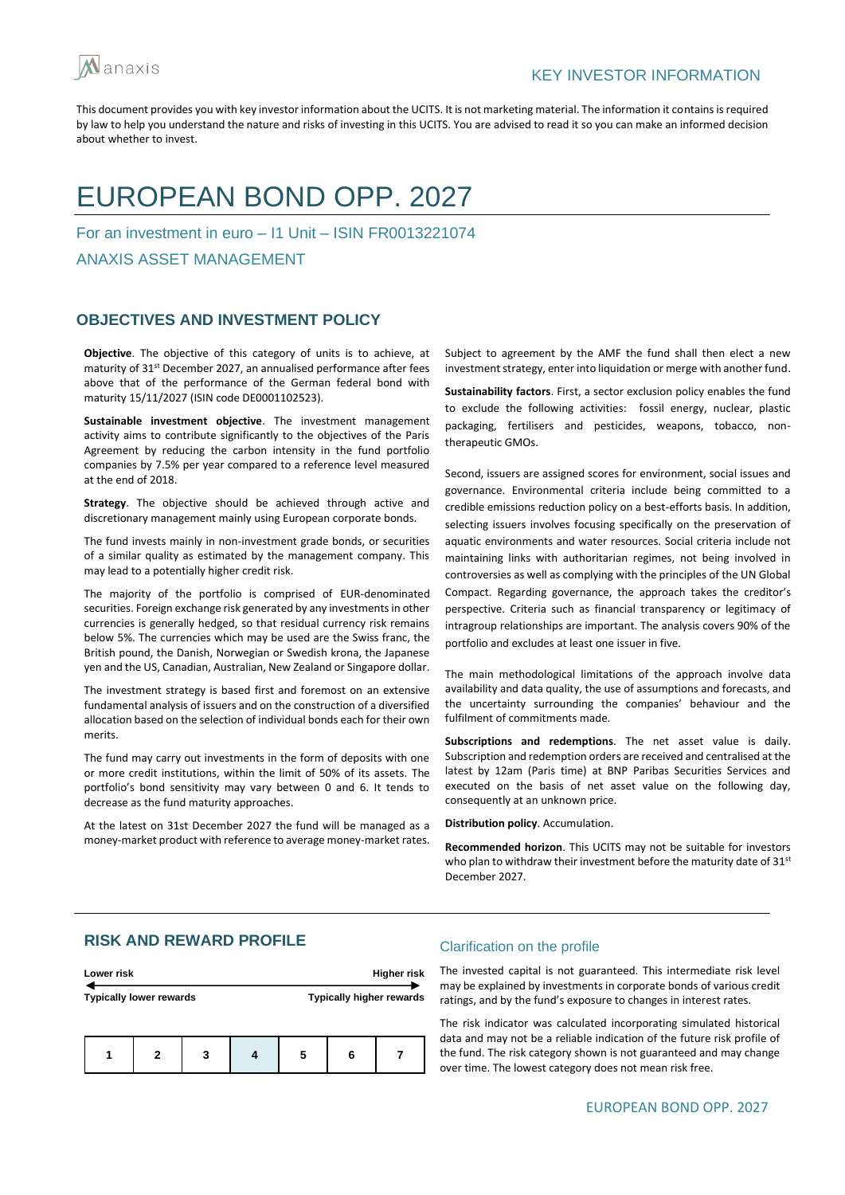KEY INVESTOR INFORMATION

This document provides you with key investor information about the UCITS. It is not marketing material. The information it contains is required by law to help you understand the nature and risks of investing in this UCITS. You are advised to read it so you can make an informed decision about whether to invest.

# EUROPEAN BOND OPP. 2027

For an investment in euro – I1 Unit – ISIN FR0013221074

ANAXIS ASSET MANAGEMENT

## OBJECTIVES AND INVESTMENT POLICY

**Objective**. The objective of this category of units is to achieve, at maturity of 31st December 2027, an annualised performance after fees above that of the performance of the German federal bond with maturity 15/11/2027 (ISIN code DE0001102523).

**Sustainable investment objective**. The investment management activity aims to contribute significantly to the objectives of the Paris Agreement by reducing the carbon intensity in the fund portfolio companies by 7.5% per year compared to a reference level measured at the end of 2018.

**Strategy**. The objective should be achieved through active and discretionary management mainly using European corporate bonds.

The fund invests mainly in non-investment grade bonds, or securities of a similar quality as estimated by the management company. This may lead to a potentially higher credit risk.

The majority of the portfolio is comprised of EUR-denominated securities. Foreign exchange risk generated by any investments in other currencies is generally hedged, so that residual currency risk remains below 5%. The currencies which may be used are the Swiss franc, the British pound, the Danish, Norwegian or Swedish krona, the Japanese yen and the US, Canadian, Australian, New Zealand or Singapore dollar.

The investment strategy is based first and foremost on an extensive fundamental analysis of issuers and on the construction of a diversified allocation based on the selection of individual bonds each for their own merits.

The fund may carry out investments in the form of deposits with one or more credit institutions, within the limit of 50% of its assets. The portfolio's bond sensitivity may vary between 0 and 6. It tends to decrease as the fund maturity approaches.

At the latest on 31st December 2027 the fund will be managed as a money-market product with reference to average money-market rates. Subject to agreement by the AMF the fund shall then elect a new investment strategy, enter into liquidation or merge with another fund.

**Sustainability factors**. First, a sector exclusion policy enables the fund to exclude the following activities: fossil energy, nuclear, plastic packaging, fertilisers and pesticides, weapons, tobacco, non-therapeutic GMOs.

Second, issuers are assigned scores for environment, social issues and governance. Environmental criteria include being committed to a credible emissions reduction policy on a best-efforts basis. In addition, selecting issuers involves focusing specifically on the preservation of aquatic environments and water resources. Social criteria include not maintaining links with authoritarian regimes, not being involved in controversies as well as complying with the principles of the UN Global Compact. Regarding governance, the approach takes the creditor's perspective. Criteria such as financial transparency or legitimacy of intragroup relationships are important. The analysis covers 90% of the portfolio and excludes at least one issuer in five.

The main methodological limitations of the approach involve data availability and data quality, the use of assumptions and forecasts, and the uncertainty surrounding the companies' behaviour and the fulfilment of commitments made.

**Subscriptions and redemptions**. The net asset value is daily. Subscription and redemption orders are received and centralised at the latest by 12am (Paris time) at BNP Paribas Securities Services and executed on the basis of net asset value on the following day, consequently at an unknown price.

**Distribution policy**. Accumulation.

**Recommended horizon**. This UCITS may not be suitable for investors who plan to withdraw their investment before the maturity date of 31st December 2027.

## RISK AND REWARD PROFILE

| Lower risk | | | | | | Higher risk |
|---|---|---|---|---|---|---|
| Typically lower rewards | | | | | | Typically higher rewards |
| 1 | 2 | 3 | **4** | 5 | 6 | 7 |

### Clarification on the profile

The invested capital is not guaranteed. This intermediate risk level may be explained by investments in corporate bonds of various credit ratings, and by the fund's exposure to changes in interest rates.

The risk indicator was calculated incorporating simulated historical data and may not be a reliable indication of the future risk profile of the fund. The risk category shown is not guaranteed and may change over time. The lowest category does not mean risk free.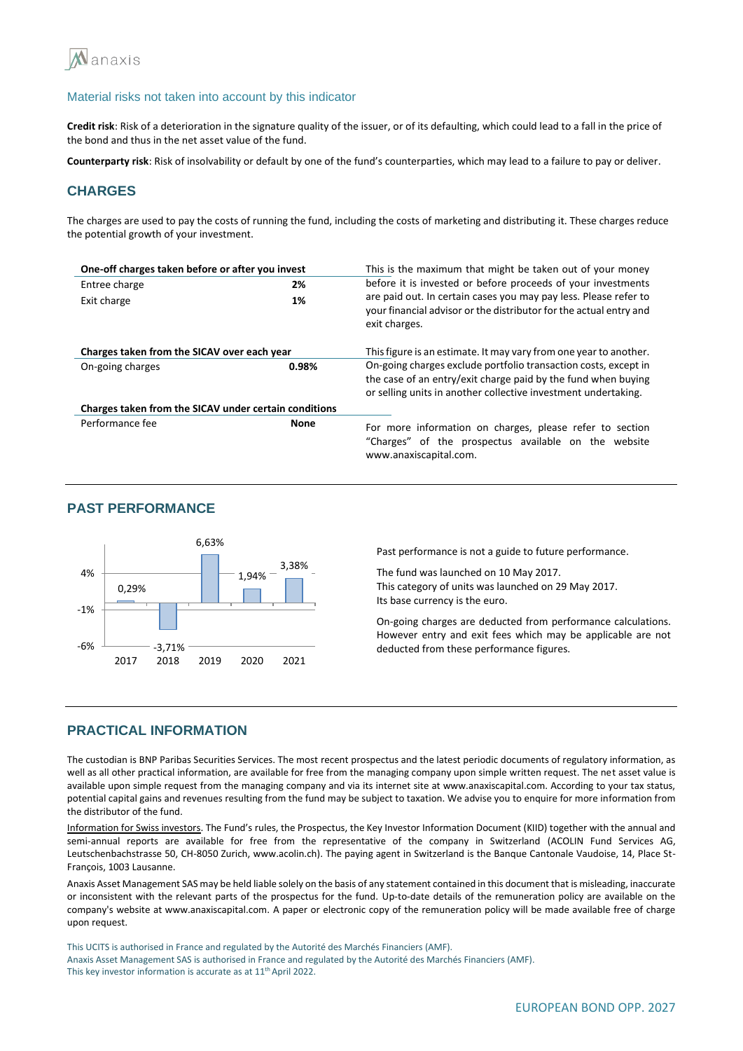### Material risks not taken into account by this indicator

**Credit risk**: Risk of a deterioration in the signature quality of the issuer, or of its defaulting, which could lead to a fall in the price of the bond and thus in the net asset value of the fund.

**Counterparty risk**: Risk of insolvability or default by one of the fund's counterparties, which may lead to a failure to pay or deliver.

## CHARGES

The charges are used to pay the costs of running the fund, including the costs of marketing and distributing it. These charges reduce the potential growth of your investment.

| **One-off charges taken before or after you invest** | | |
|---|---|---|
| Entree charge | **2%** | This is the maximum that might be taken out of your money before it is invested or before proceeds of your investments are paid out. In certain cases you may pay less. Please refer to your financial advisor or the distributor for the actual entry and exit charges. |
| Exit charge | **1%** | |
| **Charges taken from the SICAV over each year** | | This figure is an estimate. It may vary from one year to another. |
| On-going charges | **0.98%** | On-going charges exclude portfolio transaction costs, except in the case of an entry/exit charge paid by the fund when buying or selling units in another collective investment undertaking. |
| **Charges taken from the SICAV under certain conditions** | | |
| Performance fee | **None** | For more information on charges, please refer to section "Charges" of the prospectus available on the website www.anaxiscapital.com. |

## PAST PERFORMANCE

| Year | 2017 | 2018 | 2019 | 2020 | 2021 |
|---|---|---|---|---|---|
| Performance | 0,29% | -3,71% | 6,63% | 1,94% | 3,38% |

Past performance is not a guide to future performance.

The fund was launched on 10 May 2017.
This category of units was launched on 29 May 2017.
Its base currency is the euro.

On-going charges are deducted from performance calculations. However entry and exit fees which may be applicable are not deducted from these performance figures.

## PRACTICAL INFORMATION

The custodian is BNP Paribas Securities Services. The most recent prospectus and the latest periodic documents of regulatory information, as well as all other practical information, are available for free from the managing company upon simple written request. The net asset value is available upon simple request from the managing company and via its internet site at www.anaxiscapital.com. According to your tax status, potential capital gains and revenues resulting from the fund may be subject to taxation. We advise you to enquire for more information from the distributor of the fund.

Information for Swiss investors. The Fund's rules, the Prospectus, the Key Investor Information Document (KIID) together with the annual and semi-annual reports are available for free from the representative of the company in Switzerland (ACOLIN Fund Services AG, Leutschenbachstrasse 50, CH-8050 Zurich, www.acolin.ch). The paying agent in Switzerland is the Banque Cantonale Vaudoise, 14, Place St-François, 1003 Lausanne.

Anaxis Asset Management SAS may be held liable solely on the basis of any statement contained in this document that is misleading, inaccurate or inconsistent with the relevant parts of the prospectus for the fund. Up-to-date details of the remuneration policy are available on the company's website at www.anaxiscapital.com. A paper or electronic copy of the remuneration policy will be made available free of charge upon request.

This UCITS is authorised in France and regulated by the Autorité des Marchés Financiers (AMF).
Anaxis Asset Management SAS is authorised in France and regulated by the Autorité des Marchés Financiers (AMF).
This key investor information is accurate as at 11th April 2022.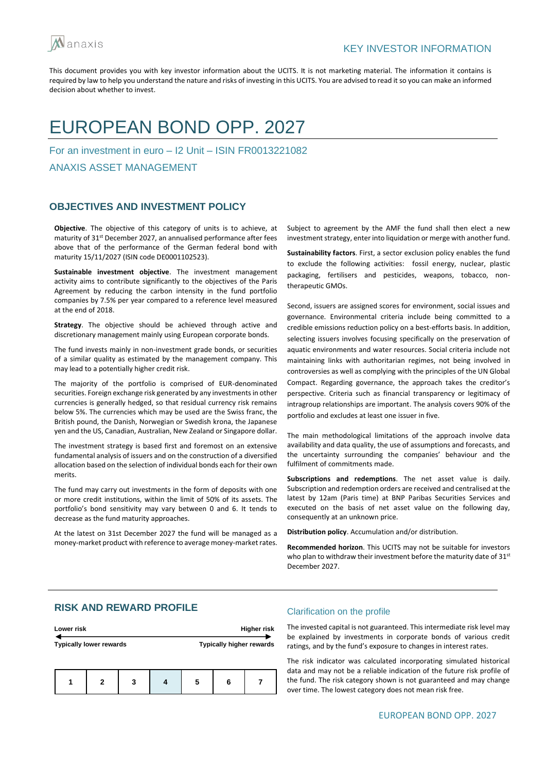KEY INVESTOR INFORMATION

This document provides you with key investor information about the UCITS. It is not marketing material. The information it contains is required by law to help you understand the nature and risks of investing in this UCITS. You are advised to read it so you can make an informed decision about whether to invest.

# EUROPEAN BOND OPP. 2027

For an investment in euro – I2 Unit – ISIN FR0013221082

ANAXIS ASSET MANAGEMENT

## OBJECTIVES AND INVESTMENT POLICY

**Objective**. The objective of this category of units is to achieve, at maturity of 31st December 2027, an annualised performance after fees above that of the performance of the German federal bond with maturity 15/11/2027 (ISIN code DE0001102523).

**Sustainable investment objective**. The investment management activity aims to contribute significantly to the objectives of the Paris Agreement by reducing the carbon intensity in the fund portfolio companies by 7.5% per year compared to a reference level measured at the end of 2018.

**Strategy**. The objective should be achieved through active and discretionary management mainly using European corporate bonds.

The fund invests mainly in non-investment grade bonds, or securities of a similar quality as estimated by the management company. This may lead to a potentially higher credit risk.

The majority of the portfolio is comprised of EUR-denominated securities. Foreign exchange risk generated by any investments in other currencies is generally hedged, so that residual currency risk remains below 5%. The currencies which may be used are the Swiss franc, the British pound, the Danish, Norwegian or Swedish krona, the Japanese yen and the US, Canadian, Australian, New Zealand or Singapore dollar.

The investment strategy is based first and foremost on an extensive fundamental analysis of issuers and on the construction of a diversified allocation based on the selection of individual bonds each for their own merits.

The fund may carry out investments in the form of deposits with one or more credit institutions, within the limit of 50% of its assets. The portfolio's bond sensitivity may vary between 0 and 6. It tends to decrease as the fund maturity approaches.

At the latest on 31st December 2027 the fund will be managed as a money-market product with reference to average money-market rates.

Subject to agreement by the AMF the fund shall then elect a new investment strategy, enter into liquidation or merge with another fund.

**Sustainability factors**. First, a sector exclusion policy enables the fund to exclude the following activities: fossil energy, nuclear, plastic packaging, fertilisers and pesticides, weapons, tobacco, non-therapeutic GMOs.

Second, issuers are assigned scores for environment, social issues and governance. Environmental criteria include being committed to a credible emissions reduction policy on a best-efforts basis. In addition, selecting issuers involves focusing specifically on the preservation of aquatic environments and water resources. Social criteria include not maintaining links with authoritarian regimes, not being involved in controversies as well as complying with the principles of the UN Global Compact. Regarding governance, the approach takes the creditor's perspective. Criteria such as financial transparency or legitimacy of intragroup relationships are important. The analysis covers 90% of the portfolio and excludes at least one issuer in five.

The main methodological limitations of the approach involve data availability and data quality, the use of assumptions and forecasts, and the uncertainty surrounding the companies' behaviour and the fulfilment of commitments made.

**Subscriptions and redemptions**. The net asset value is daily. Subscription and redemption orders are received and centralised at the latest by 12am (Paris time) at BNP Paribas Securities Services and executed on the basis of net asset value on the following day, consequently at an unknown price.

**Distribution policy**. Accumulation and/or distribution.

**Recommended horizon**. This UCITS may not be suitable for investors who plan to withdraw their investment before the maturity date of 31st December 2027.

## RISK AND REWARD PROFILE

Lower risk — Higher risk

Typically lower rewards — Typically higher rewards

| 1 | 2 | 3 | **4** | 5 | 6 | 7 |
|---|---|---|---|---|---|---|

### Clarification on the profile

The invested capital is not guaranteed. This intermediate risk level may be explained by investments in corporate bonds of various credit ratings, and by the fund's exposure to changes in interest rates.

The risk indicator was calculated incorporating simulated historical data and may not be a reliable indication of the future risk profile of the fund. The risk category shown is not guaranteed and may change over time. The lowest category does not mean risk free.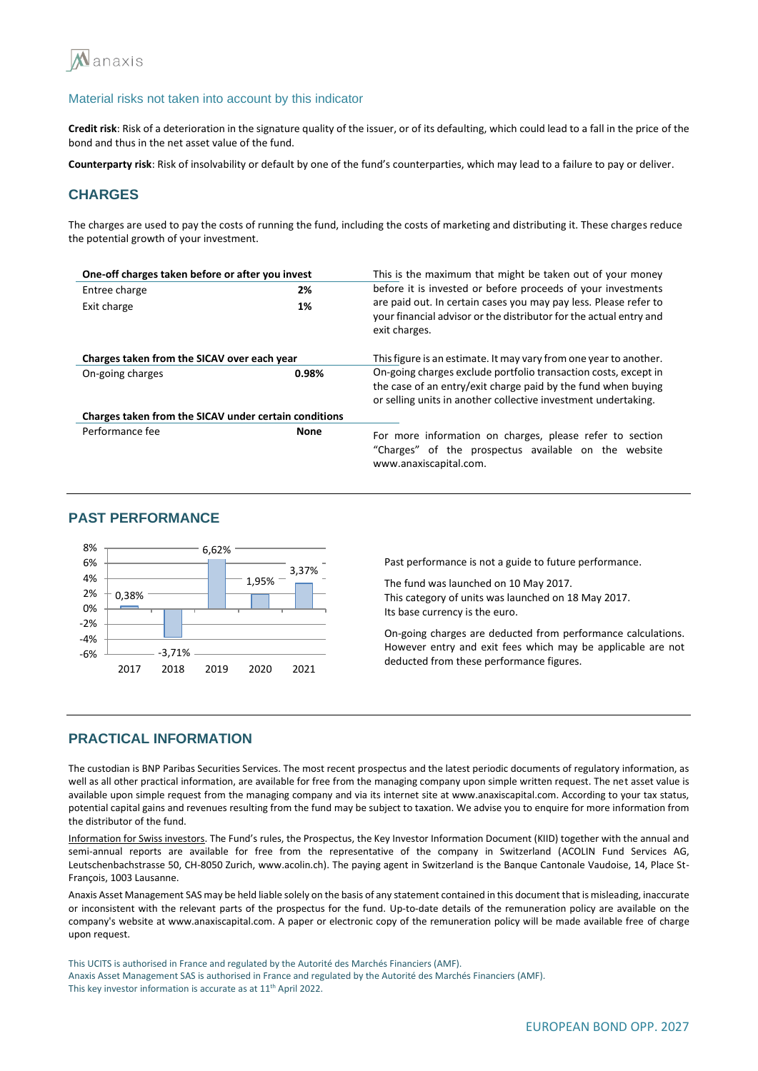### Material risks not taken into account by this indicator

**Credit risk**: Risk of a deterioration in the signature quality of the issuer, or of its defaulting, which could lead to a fall in the price of the bond and thus in the net asset value of the fund.

**Counterparty risk**: Risk of insolvability or default by one of the fund's counterparties, which may lead to a failure to pay or deliver.

## CHARGES

The charges are used to pay the costs of running the fund, including the costs of marketing and distributing it. These charges reduce the potential growth of your investment.

| **One-off charges taken before or after you invest** | | |
|---|---|---|
| Entree charge | **2%** | This is the maximum that might be taken out of your money before it is invested or before proceeds of your investments are paid out. In certain cases you may pay less. Please refer to your financial advisor or the distributor for the actual entry and exit charges. |
| Exit charge | **1%** | |
| **Charges taken from the SICAV over each year** | | This figure is an estimate. It may vary from one year to another. |
| On-going charges | **0.98%** | On-going charges exclude portfolio transaction costs, except in the case of an entry/exit charge paid by the fund when buying or selling units in another collective investment undertaking. |
| **Charges taken from the SICAV under certain conditions** | | |
| Performance fee | **None** | For more information on charges, please refer to section "Charges" of the prospectus available on the website www.anaxiscapital.com. |

## PAST PERFORMANCE

| Year | 2017 | 2018 | 2019 | 2020 | 2021 |
|---|---|---|---|---|---|
| Performance | 0,38% | -3,71% | 6,62% | 1,95% | 3,37% |

Past performance is not a guide to future performance.

The fund was launched on 10 May 2017.
This category of units was launched on 18 May 2017.
Its base currency is the euro.

On-going charges are deducted from performance calculations. However entry and exit fees which may be applicable are not deducted from these performance figures.

## PRACTICAL INFORMATION

The custodian is BNP Paribas Securities Services. The most recent prospectus and the latest periodic documents of regulatory information, as well as all other practical information, are available for free from the managing company upon simple written request. The net asset value is available upon simple request from the managing company and via its internet site at www.anaxiscapital.com. According to your tax status, potential capital gains and revenues resulting from the fund may be subject to taxation. We advise you to enquire for more information from the distributor of the fund.

Information for Swiss investors. The Fund's rules, the Prospectus, the Key Investor Information Document (KIID) together with the annual and semi-annual reports are available for free from the representative of the company in Switzerland (ACOLIN Fund Services AG, Leutschenbachstrasse 50, CH-8050 Zurich, www.acolin.ch). The paying agent in Switzerland is the Banque Cantonale Vaudoise, 14, Place St-François, 1003 Lausanne.

Anaxis Asset Management SAS may be held liable solely on the basis of any statement contained in this document that is misleading, inaccurate or inconsistent with the relevant parts of the prospectus for the fund. Up-to-date details of the remuneration policy are available on the company's website at www.anaxiscapital.com. A paper or electronic copy of the remuneration policy will be made available free of charge upon request.

This UCITS is authorised in France and regulated by the Autorité des Marchés Financiers (AMF).
Anaxis Asset Management SAS is authorised in France and regulated by the Autorité des Marchés Financiers (AMF).
This key investor information is accurate as at 11th April 2022.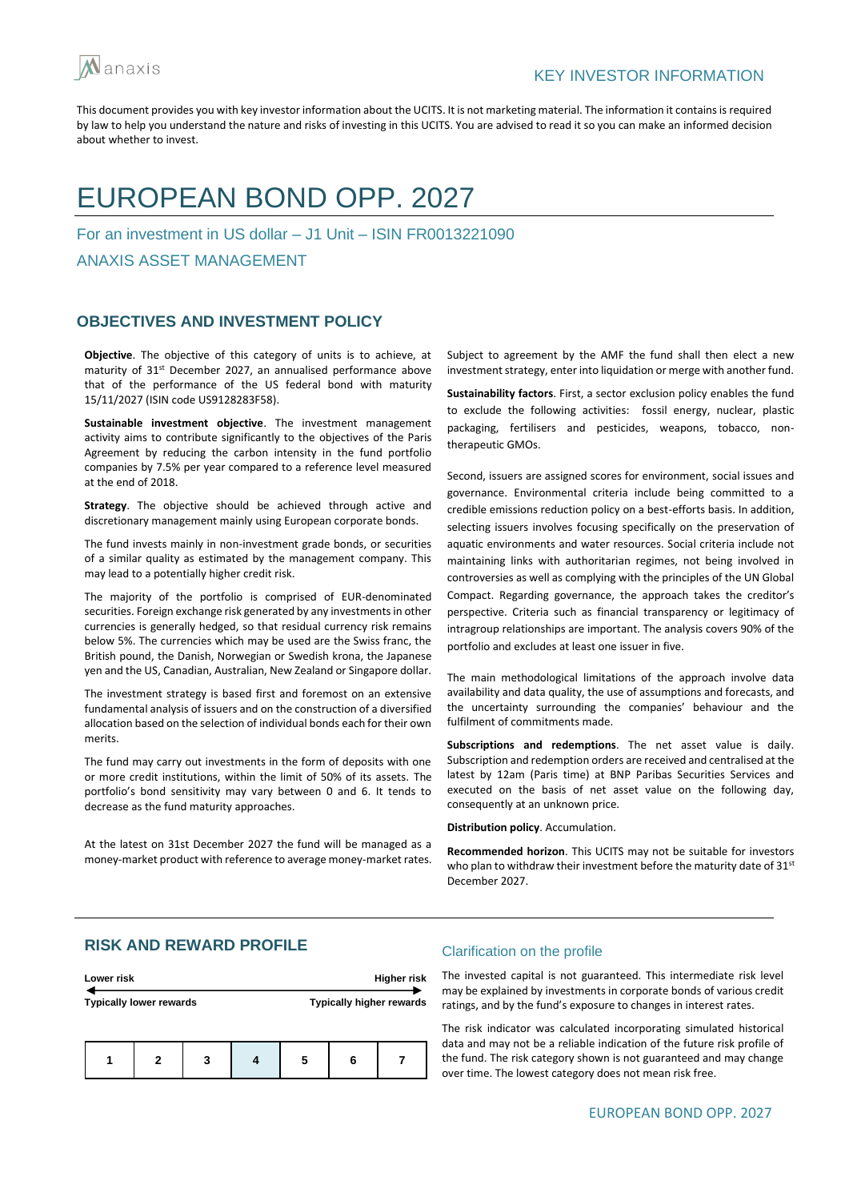anaxis

KEY INVESTOR INFORMATION

This document provides you with key investor information about the UCITS. It is not marketing material. The information it contains is required by law to help you understand the nature and risks of investing in this UCITS. You are advised to read it so you can make an informed decision about whether to invest.

# EUROPEAN BOND OPP. 2027

For an investment in US dollar – J1 Unit – ISIN FR0013221090

ANAXIS ASSET MANAGEMENT

## OBJECTIVES AND INVESTMENT POLICY

**Objective**. The objective of this category of units is to achieve, at maturity of 31st December 2027, an annualised performance above that of the performance of the US federal bond with maturity 15/11/2027 (ISIN code US9128283F58).

**Sustainable investment objective**. The investment management activity aims to contribute significantly to the objectives of the Paris Agreement by reducing the carbon intensity in the fund portfolio companies by 7.5% per year compared to a reference level measured at the end of 2018.

**Strategy**. The objective should be achieved through active and discretionary management mainly using European corporate bonds.

The fund invests mainly in non-investment grade bonds, or securities of a similar quality as estimated by the management company. This may lead to a potentially higher credit risk.

The majority of the portfolio is comprised of EUR-denominated securities. Foreign exchange risk generated by any investments in other currencies is generally hedged, so that residual currency risk remains below 5%. The currencies which may be used are the Swiss franc, the British pound, the Danish, Norwegian or Swedish krona, the Japanese yen and the US, Canadian, Australian, New Zealand or Singapore dollar.

The investment strategy is based first and foremost on an extensive fundamental analysis of issuers and on the construction of a diversified allocation based on the selection of individual bonds each for their own merits.

The fund may carry out investments in the form of deposits with one or more credit institutions, within the limit of 50% of its assets. The portfolio's bond sensitivity may vary between 0 and 6. It tends to decrease as the fund maturity approaches.

At the latest on 31st December 2027 the fund will be managed as a money-market product with reference to average money-market rates. Subject to agreement by the AMF the fund shall then elect a new investment strategy, enter into liquidation or merge with another fund.

**Sustainability factors**. First, a sector exclusion policy enables the fund to exclude the following activities: fossil energy, nuclear, plastic packaging, fertilisers and pesticides, weapons, tobacco, non-therapeutic GMOs.

Second, issuers are assigned scores for environment, social issues and governance. Environmental criteria include being committed to a credible emissions reduction policy on a best-efforts basis. In addition, selecting issuers involves focusing specifically on the preservation of aquatic environments and water resources. Social criteria include not maintaining links with authoritarian regimes, not being involved in controversies as well as complying with the principles of the UN Global Compact. Regarding governance, the approach takes the creditor's perspective. Criteria such as financial transparency or legitimacy of intragroup relationships are important. The analysis covers 90% of the portfolio and excludes at least one issuer in five.

The main methodological limitations of the approach involve data availability and data quality, the use of assumptions and forecasts, and the uncertainty surrounding the companies' behaviour and the fulfilment of commitments made.

**Subscriptions and redemptions**. The net asset value is daily. Subscription and redemption orders are received and centralised at the latest by 12am (Paris time) at BNP Paribas Securities Services and executed on the basis of net asset value on the following day, consequently at an unknown price.

**Distribution policy**. Accumulation.

**Recommended horizon**. This UCITS may not be suitable for investors who plan to withdraw their investment before the maturity date of 31st December 2027.

## RISK AND REWARD PROFILE

| Lower risk | | | | | | Higher risk |
|---|---|---|---|---|---|---|
| Typically lower rewards | | | | | | Typically higher rewards |
| 1 | 2 | 3 | **4** | 5 | 6 | 7 |

### Clarification on the profile

The invested capital is not guaranteed. This intermediate risk level may be explained by investments in corporate bonds of various credit ratings, and by the fund's exposure to changes in interest rates.

The risk indicator was calculated incorporating simulated historical data and may not be a reliable indication of the future risk profile of the fund. The risk category shown is not guaranteed and may change over time. The lowest category does not mean risk free.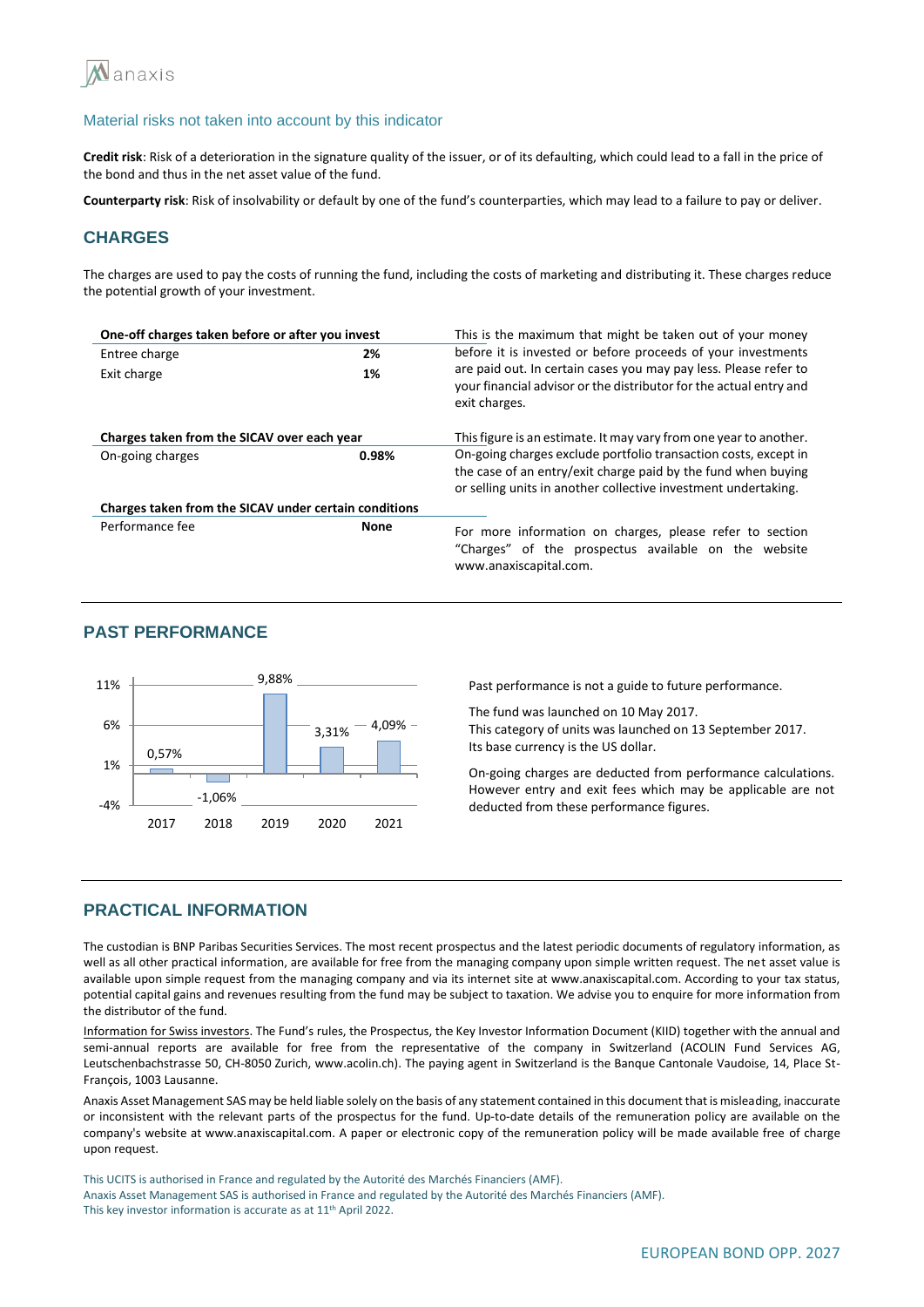### Material risks not taken into account by this indicator

**Credit risk**: Risk of a deterioration in the signature quality of the issuer, or of its defaulting, which could lead to a fall in the price of the bond and thus in the net asset value of the fund.

**Counterparty risk**: Risk of insolvability or default by one of the fund's counterparties, which may lead to a failure to pay or deliver.

## CHARGES

The charges are used to pay the costs of running the fund, including the costs of marketing and distributing it. These charges reduce the potential growth of your investment.

| **One-off charges taken before or after you invest** | | |
|---|---|---|
| Entree charge | **2%** | This is the maximum that might be taken out of your money before it is invested or before proceeds of your investments are paid out. In certain cases you may pay less. Please refer to your financial advisor or the distributor for the actual entry and exit charges. |
| Exit charge | **1%** | |
| **Charges taken from the SICAV over each year** | | This figure is an estimate. It may vary from one year to another. |
| On-going charges | **0.98%** | On-going charges exclude portfolio transaction costs, except in the case of an entry/exit charge paid by the fund when buying or selling units in another collective investment undertaking. |
| **Charges taken from the SICAV under certain conditions** | | |
| Performance fee | **None** | For more information on charges, please refer to section "Charges" of the prospectus available on the website www.anaxiscapital.com. |

## PAST PERFORMANCE

| Year | Performance |
|---|---|
| 2017 | 0,57% |
| 2018 | -1,06% |
| 2019 | 9,88% |
| 2020 | 3,31% |
| 2021 | 4,09% |

Past performance is not a guide to future performance.

The fund was launched on 10 May 2017.
This category of units was launched on 13 September 2017.
Its base currency is the US dollar.

On-going charges are deducted from performance calculations. However entry and exit fees which may be applicable are not deducted from these performance figures.

## PRACTICAL INFORMATION

The custodian is BNP Paribas Securities Services. The most recent prospectus and the latest periodic documents of regulatory information, as well as all other practical information, are available for free from the managing company upon simple written request. The net asset value is available upon simple request from the managing company and via its internet site at www.anaxiscapital.com. According to your tax status, potential capital gains and revenues resulting from the fund may be subject to taxation. We advise you to enquire for more information from the distributor of the fund.

Information for Swiss investors. The Fund's rules, the Prospectus, the Key Investor Information Document (KIID) together with the annual and semi-annual reports are available for free from the representative of the company in Switzerland (ACOLIN Fund Services AG, Leutschenbachstrasse 50, CH-8050 Zurich, www.acolin.ch). The paying agent in Switzerland is the Banque Cantonale Vaudoise, 14, Place St-François, 1003 Lausanne.

Anaxis Asset Management SAS may be held liable solely on the basis of any statement contained in this document that is misleading, inaccurate or inconsistent with the relevant parts of the prospectus for the fund. Up-to-date details of the remuneration policy are available on the company's website at www.anaxiscapital.com. A paper or electronic copy of the remuneration policy will be made available free of charge upon request.

This UCITS is authorised in France and regulated by the Autorité des Marchés Financiers (AMF).
Anaxis Asset Management SAS is authorised in France and regulated by the Autorité des Marchés Financiers (AMF).
This key investor information is accurate as at 11th April 2022.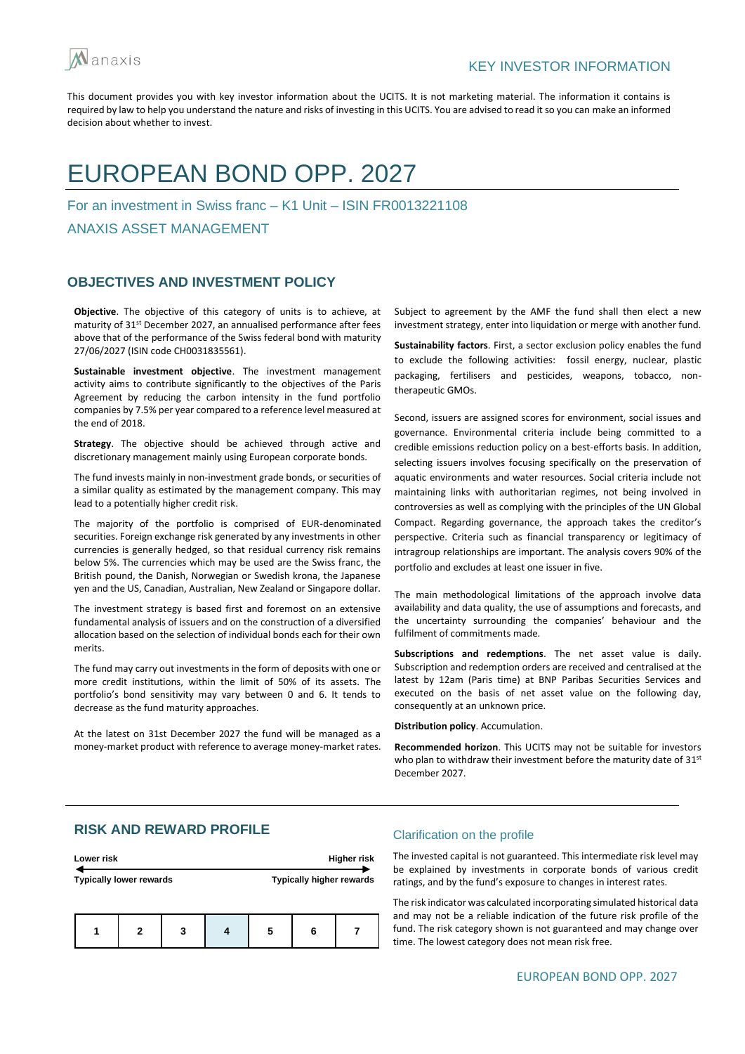KEY INVESTOR INFORMATION

This document provides you with key investor information about the UCITS. It is not marketing material. The information it contains is required by law to help you understand the nature and risks of investing in this UCITS. You are advised to read it so you can make an informed decision about whether to invest.

# EUROPEAN BOND OPP. 2027

For an investment in Swiss franc – K1 Unit – ISIN FR0013221108

ANAXIS ASSET MANAGEMENT

## OBJECTIVES AND INVESTMENT POLICY

**Objective**. The objective of this category of units is to achieve, at maturity of 31st December 2027, an annualised performance after fees above that of the performance of the Swiss federal bond with maturity 27/06/2027 (ISIN code CH0031835561).

**Sustainable investment objective**. The investment management activity aims to contribute significantly to the objectives of the Paris Agreement by reducing the carbon intensity in the fund portfolio companies by 7.5% per year compared to a reference level measured at the end of 2018.

**Strategy**. The objective should be achieved through active and discretionary management mainly using European corporate bonds.

The fund invests mainly in non-investment grade bonds, or securities of a similar quality as estimated by the management company. This may lead to a potentially higher credit risk.

The majority of the portfolio is comprised of EUR-denominated securities. Foreign exchange risk generated by any investments in other currencies is generally hedged, so that residual currency risk remains below 5%. The currencies which may be used are the Swiss franc, the British pound, the Danish, Norwegian or Swedish krona, the Japanese yen and the US, Canadian, Australian, New Zealand or Singapore dollar.

The investment strategy is based first and foremost on an extensive fundamental analysis of issuers and on the construction of a diversified allocation based on the selection of individual bonds each for their own merits.

The fund may carry out investments in the form of deposits with one or more credit institutions, within the limit of 50% of its assets. The portfolio's bond sensitivity may vary between 0 and 6. It tends to decrease as the fund maturity approaches.

At the latest on 31st December 2027 the fund will be managed as a money-market product with reference to average money-market rates. Subject to agreement by the AMF the fund shall then elect a new investment strategy, enter into liquidation or merge with another fund.

**Sustainability factors**. First, a sector exclusion policy enables the fund to exclude the following activities: fossil energy, nuclear, plastic packaging, fertilisers and pesticides, weapons, tobacco, non-therapeutic GMOs.

Second, issuers are assigned scores for environment, social issues and governance. Environmental criteria include being committed to a credible emissions reduction policy on a best-efforts basis. In addition, selecting issuers involves focusing specifically on the preservation of aquatic environments and water resources. Social criteria include not maintaining links with authoritarian regimes, not being involved in controversies as well as complying with the principles of the UN Global Compact. Regarding governance, the approach takes the creditor's perspective. Criteria such as financial transparency or legitimacy of intragroup relationships are important. The analysis covers 90% of the portfolio and excludes at least one issuer in five.

The main methodological limitations of the approach involve data availability and data quality, the use of assumptions and forecasts, and the uncertainty surrounding the companies' behaviour and the fulfilment of commitments made.

**Subscriptions and redemptions**. The net asset value is daily. Subscription and redemption orders are received and centralised at the latest by 12am (Paris time) at BNP Paribas Securities Services and executed on the basis of net asset value on the following day, consequently at an unknown price.

**Distribution policy**. Accumulation.

**Recommended horizon**. This UCITS may not be suitable for investors who plan to withdraw their investment before the maturity date of 31st December 2027.

## RISK AND REWARD PROFILE

| Lower risk | | | | | | Higher risk |
|---|---|---|---|---|---|---|
| Typically lower rewards | | | | | | Typically higher rewards |
| 1 | 2 | 3 | **4** | 5 | 6 | 7 |

### Clarification on the profile

The invested capital is not guaranteed. This intermediate risk level may be explained by investments in corporate bonds of various credit ratings, and by the fund's exposure to changes in interest rates.

The risk indicator was calculated incorporating simulated historical data and may not be a reliable indication of the future risk profile of the fund. The risk category shown is not guaranteed and may change over time. The lowest category does not mean risk free.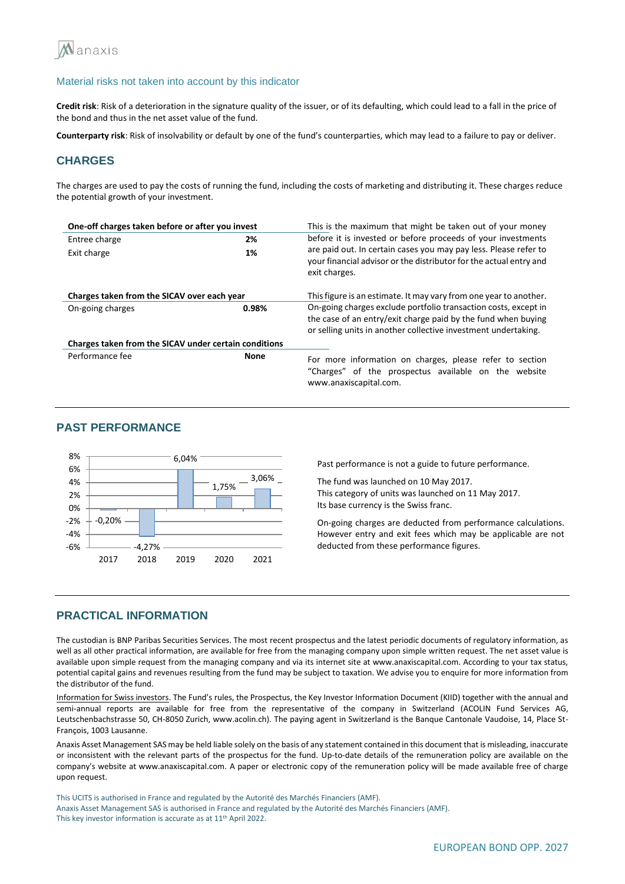### Material risks not taken into account by this indicator

**Credit risk**: Risk of a deterioration in the signature quality of the issuer, or of its defaulting, which could lead to a fall in the price of the bond and thus in the net asset value of the fund.

**Counterparty risk**: Risk of insolvability or default by one of the fund's counterparties, which may lead to a failure to pay or deliver.

## CHARGES

The charges are used to pay the costs of running the fund, including the costs of marketing and distributing it. These charges reduce the potential growth of your investment.

| | | |
|---|---|---|
| **One-off charges taken before or after you invest** | | This is the maximum that might be taken out of your money before it is invested or before proceeds of your investments are paid out. In certain cases you may pay less. Please refer to your financial advisor or the distributor for the actual entry and exit charges. |
| Entree charge | **2%** | |
| Exit charge | **1%** | |
| **Charges taken from the SICAV over each year** | | This figure is an estimate. It may vary from one year to another. On-going charges exclude portfolio transaction costs, except in the case of an entry/exit charge paid by the fund when buying or selling units in another collective investment undertaking. |
| On-going charges | **0.98%** | |
| **Charges taken from the SICAV under certain conditions** | | |
| Performance fee | **None** | For more information on charges, please refer to section "Charges" of the prospectus available on the website www.anaxiscapital.com. |

## PAST PERFORMANCE

8%
6%
4%
2%
0%
-2%
-4%
-6%

-0,20%
-4,27%
6,04%
1,75%
3,06%

2017 2018 2019 2020 2021

Past performance is not a guide to future performance.

The fund was launched on 10 May 2017.
This category of units was launched on 11 May 2017.
Its base currency is the Swiss franc.

On-going charges are deducted from performance calculations. However entry and exit fees which may be applicable are not deducted from these performance figures.

## PRACTICAL INFORMATION

The custodian is BNP Paribas Securities Services. The most recent prospectus and the latest periodic documents of regulatory information, as well as all other practical information, are available for free from the managing company upon simple written request. The net asset value is available upon simple request from the managing company and via its internet site at www.anaxiscapital.com. According to your tax status, potential capital gains and revenues resulting from the fund may be subject to taxation. We advise you to enquire for more information from the distributor of the fund.

Information for Swiss investors. The Fund's rules, the Prospectus, the Key Investor Information Document (KIID) together with the annual and semi-annual reports are available for free from the representative of the company in Switzerland (ACOLIN Fund Services AG, Leutschenbachstrasse 50, CH-8050 Zurich, www.acolin.ch). The paying agent in Switzerland is the Banque Cantonale Vaudoise, 14, Place St-François, 1003 Lausanne.

Anaxis Asset Management SAS may be held liable solely on the basis of any statement contained in this document that is misleading, inaccurate or inconsistent with the relevant parts of the prospectus for the fund. Up-to-date details of the remuneration policy are available on the company's website at www.anaxiscapital.com. A paper or electronic copy of the remuneration policy will be made available free of charge upon request.

This UCITS is authorised in France and regulated by the Autorité des Marchés Financiers (AMF).
Anaxis Asset Management SAS is authorised in France and regulated by the Autorité des Marchés Financiers (AMF).
This key investor information is accurate as at 11th April 2022.